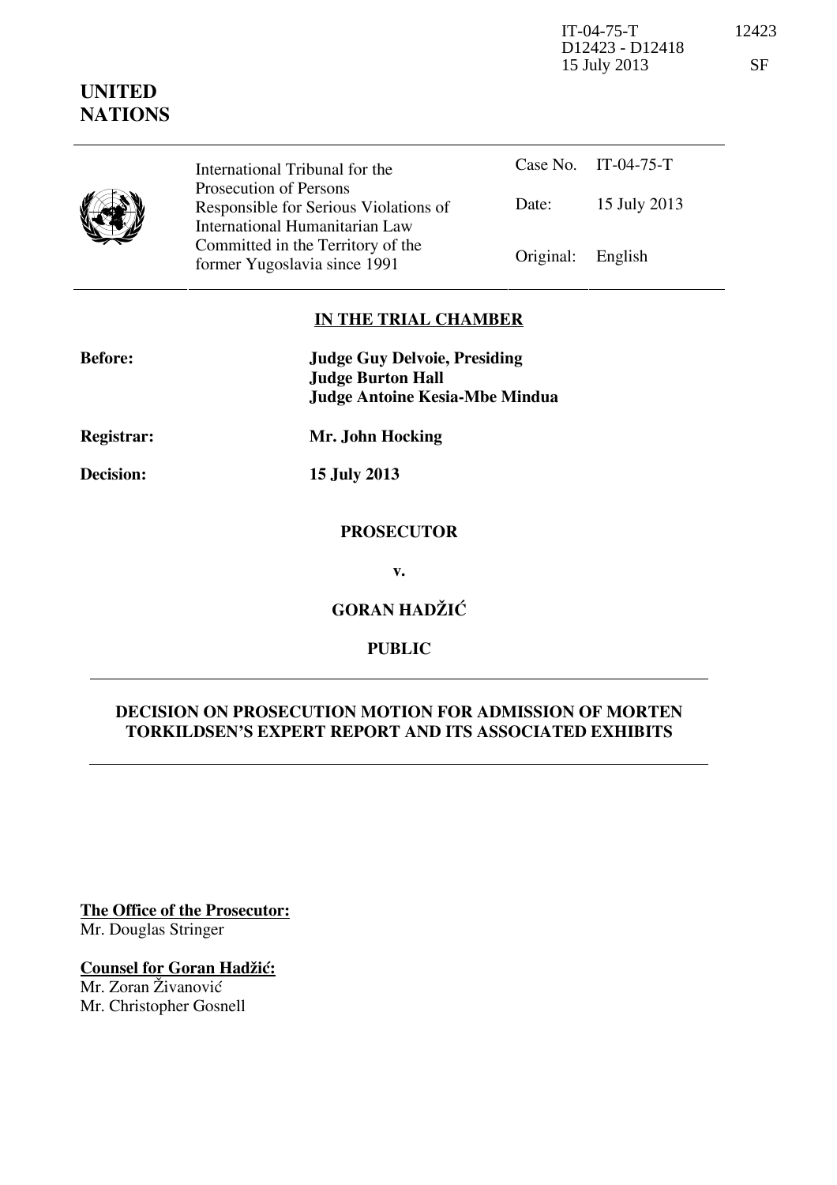IT-04-75-T 12423
D12423 - D12418
15 July 2013 SF

**UNITED NATIONS**

| International Tribunal for the Prosecution of Persons Responsible for Serious Violations of International Humanitarian Law Committed in the Territory of the former Yugoslavia since 1991 | Case No. | IT-04-75-T |
|---|---|---|
| | Date: | 15 July 2013 |
| | Original: | English |

**IN THE TRIAL CHAMBER**

**Before:** **Judge Guy Delvoie, Presiding**
**Judge Burton Hall**
**Judge Antoine Kesia-Mbe Mindua**

**Registrar:** **Mr. John Hocking**

**Decision:** **15 July 2013**

**PROSECUTOR**

**v.**

**GORAN HADŽIĆ**

**PUBLIC**

**DECISION ON PROSECUTION MOTION FOR ADMISSION OF MORTEN TORKILDSEN'S EXPERT REPORT AND ITS ASSOCIATED EXHIBITS**

**The Office of the Prosecutor:**
Mr. Douglas Stringer

**Counsel for Goran Hadžić:**
Mr. Zoran Živanović
Mr. Christopher Gosnell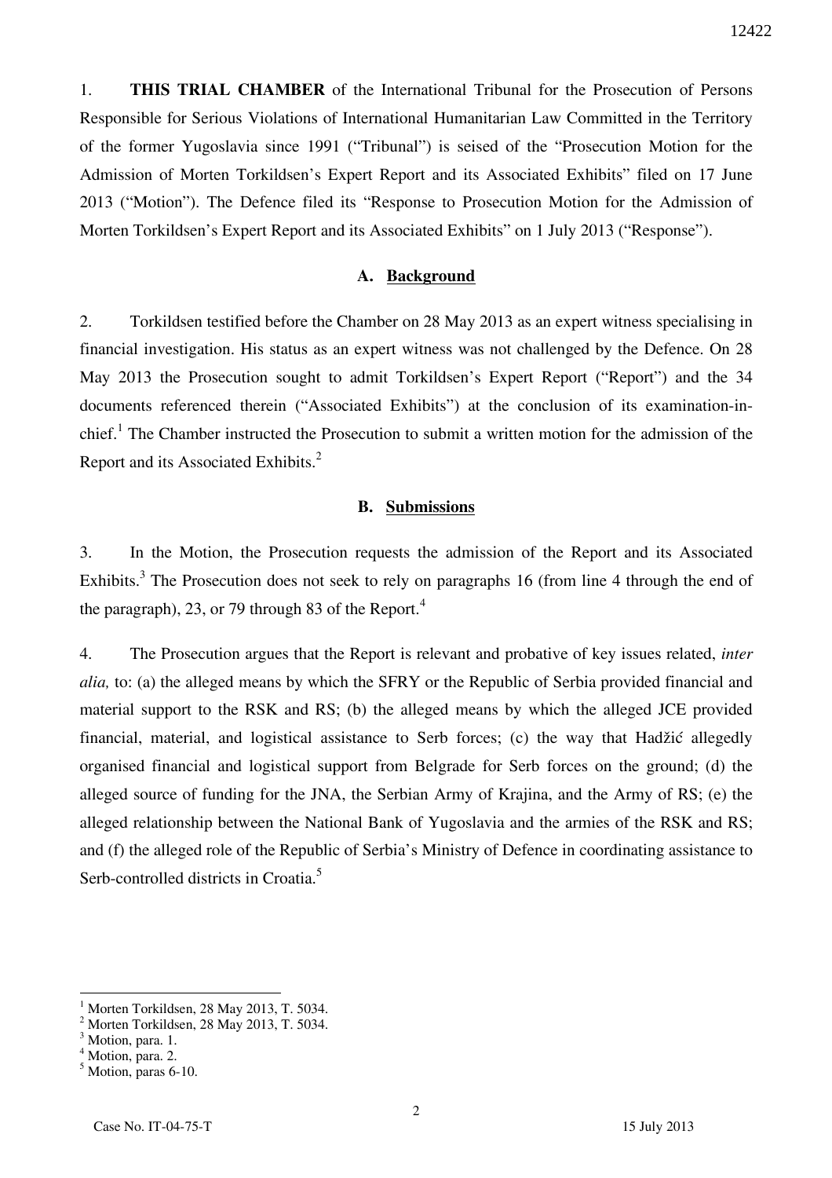1. **THIS TRIAL CHAMBER** of the International Tribunal for the Prosecution of Persons Responsible for Serious Violations of International Humanitarian Law Committed in the Territory of the former Yugoslavia since 1991 ("Tribunal") is seised of the "Prosecution Motion for the Admission of Morten Torkildsen's Expert Report and its Associated Exhibits" filed on 17 June 2013 ("Motion"). The Defence filed its "Response to Prosecution Motion for the Admission of Morten Torkildsen's Expert Report and its Associated Exhibits" on 1 July 2013 ("Response").

## A. Background

2. Torkildsen testified before the Chamber on 28 May 2013 as an expert witness specialising in financial investigation. His status as an expert witness was not challenged by the Defence. On 28 May 2013 the Prosecution sought to admit Torkildsen's Expert Report ("Report") and the 34 documents referenced therein ("Associated Exhibits") at the conclusion of its examination-in-chief.[1] The Chamber instructed the Prosecution to submit a written motion for the admission of the Report and its Associated Exhibits.[2]

## B. Submissions

3. In the Motion, the Prosecution requests the admission of the Report and its Associated Exhibits.[3] The Prosecution does not seek to rely on paragraphs 16 (from line 4 through the end of the paragraph), 23, or 79 through 83 of the Report.[4]

4. The Prosecution argues that the Report is relevant and probative of key issues related, *inter alia,* to: (a) the alleged means by which the SFRY or the Republic of Serbia provided financial and material support to the RSK and RS; (b) the alleged means by which the alleged JCE provided financial, material, and logistical assistance to Serb forces; (c) the way that Hadžić allegedly organised financial and logistical support from Belgrade for Serb forces on the ground; (d) the alleged source of funding for the JNA, the Serbian Army of Krajina, and the Army of RS; (e) the alleged relationship between the National Bank of Yugoslavia and the armies of the RSK and RS; and (f) the alleged role of the Republic of Serbia's Ministry of Defence in coordinating assistance to Serb-controlled districts in Croatia.[5]

---

[1] Morten Torkildsen, 28 May 2013, T. 5034.
[2] Morten Torkildsen, 28 May 2013, T. 5034.
[3] Motion, para. 1.
[4] Motion, para. 2.
[5] Motion, paras 6-10.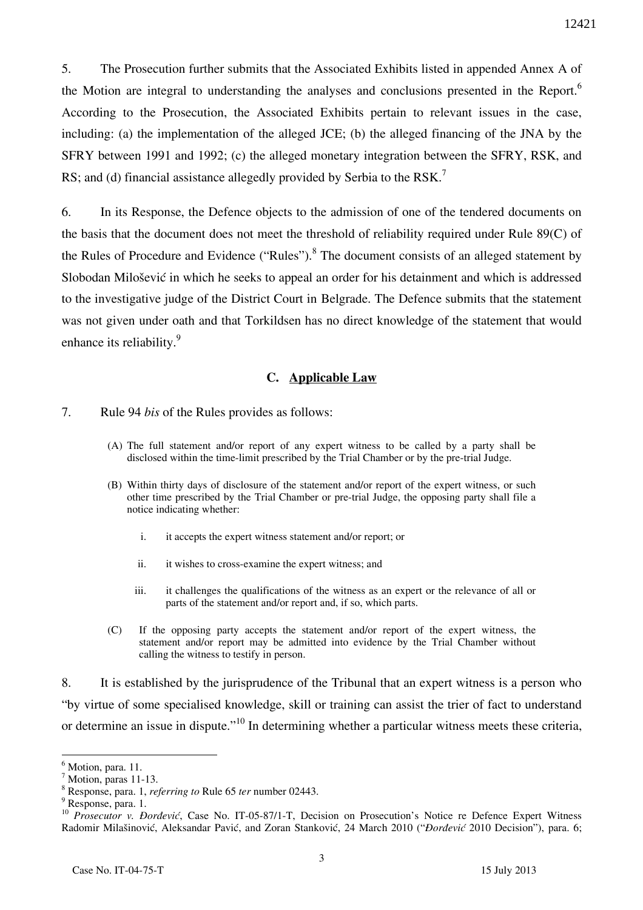5. The Prosecution further submits that the Associated Exhibits listed in appended Annex A of the Motion are integral to understanding the analyses and conclusions presented in the Report.[6] According to the Prosecution, the Associated Exhibits pertain to relevant issues in the case, including: (a) the implementation of the alleged JCE; (b) the alleged financing of the JNA by the SFRY between 1991 and 1992; (c) the alleged monetary integration between the SFRY, RSK, and RS; and (d) financial assistance allegedly provided by Serbia to the RSK.[7]

6. In its Response, the Defence objects to the admission of one of the tendered documents on the basis that the document does not meet the threshold of reliability required under Rule 89(C) of the Rules of Procedure and Evidence ("Rules").[8] The document consists of an alleged statement by Slobodan Milošević in which he seeks to appeal an order for his detainment and which is addressed to the investigative judge of the District Court in Belgrade. The Defence submits that the statement was not given under oath and that Torkildsen has no direct knowledge of the statement that would enhance its reliability.[9]

### C. Applicable Law

7. Rule 94 *bis* of the Rules provides as follows:

> (A) The full statement and/or report of any expert witness to be called by a party shall be disclosed within the time-limit prescribed by the Trial Chamber or by the pre-trial Judge.
>
> (B) Within thirty days of disclosure of the statement and/or report of the expert witness, or such other time prescribed by the Trial Chamber or pre-trial Judge, the opposing party shall file a notice indicating whether:
>
> i. it accepts the expert witness statement and/or report; or
>
> ii. it wishes to cross-examine the expert witness; and
>
> iii. it challenges the qualifications of the witness as an expert or the relevance of all or parts of the statement and/or report and, if so, which parts.
>
> (C) If the opposing party accepts the statement and/or report of the expert witness, the statement and/or report may be admitted into evidence by the Trial Chamber without calling the witness to testify in person.

8. It is established by the jurisprudence of the Tribunal that an expert witness is a person who "by virtue of some specialised knowledge, skill or training can assist the trier of fact to understand or determine an issue in dispute."[10] In determining whether a particular witness meets these criteria,

---

[6] Motion, para. 11.

[7] Motion, paras 11-13.

[8] Response, para. 1, *referring to* Rule 65 *ter* number 02443.

[9] Response, para. 1.

[10] *Prosecutor v. Đorđević*, Case No. IT-05-87/1-T, Decision on Prosecution's Notice re Defence Expert Witness Radomir Milašinović, Aleksandar Pavić, and Zoran Stanković, 24 March 2010 ("*Đorđević* 2010 Decision"), para. 6;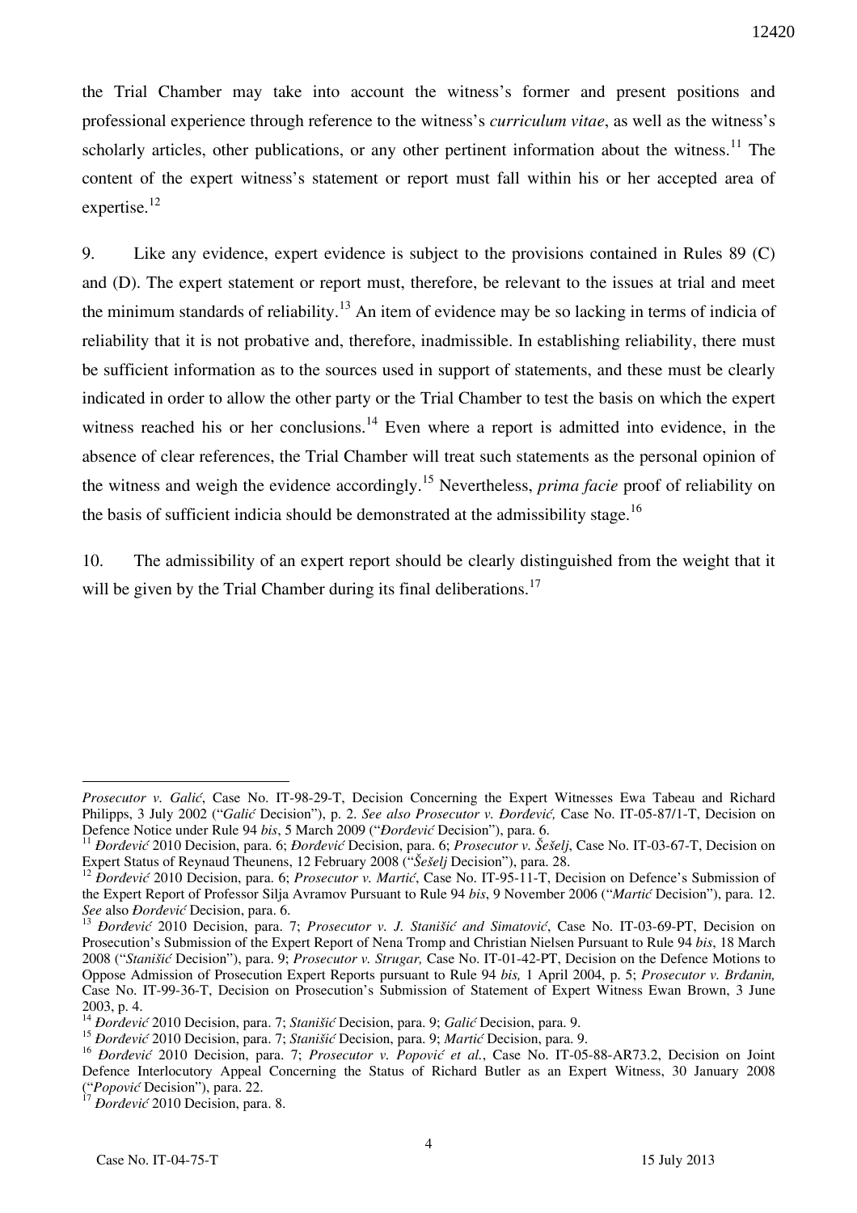the Trial Chamber may take into account the witness's former and present positions and professional experience through reference to the witness's *curriculum vitae*, as well as the witness's scholarly articles, other publications, or any other pertinent information about the witness.[11] The content of the expert witness's statement or report must fall within his or her accepted area of expertise.[12]

9. Like any evidence, expert evidence is subject to the provisions contained in Rules 89 (C) and (D). The expert statement or report must, therefore, be relevant to the issues at trial and meet the minimum standards of reliability.[13] An item of evidence may be so lacking in terms of indicia of reliability that it is not probative and, therefore, inadmissible. In establishing reliability, there must be sufficient information as to the sources used in support of statements, and these must be clearly indicated in order to allow the other party or the Trial Chamber to test the basis on which the expert witness reached his or her conclusions.[14] Even where a report is admitted into evidence, in the absence of clear references, the Trial Chamber will treat such statements as the personal opinion of the witness and weigh the evidence accordingly.[15] Nevertheless, *prima facie* proof of reliability on the basis of sufficient indicia should be demonstrated at the admissibility stage.[16]

10. The admissibility of an expert report should be clearly distinguished from the weight that it will be given by the Trial Chamber during its final deliberations.[17]

---

*Prosecutor v. Galić*, Case No. IT-98-29-T, Decision Concerning the Expert Witnesses Ewa Tabeau and Richard Philipps, 3 July 2002 ("*Galić* Decision"), p. 2. *See also Prosecutor v. Đorđević,* Case No. IT-05-87/1-T, Decision on Defence Notice under Rule 94 *bis*, 5 March 2009 ("*Đorđević* Decision"), para. 6.

[11] *Đorđević* 2010 Decision, para. 6; *Đorđević* Decision, para. 6; *Prosecutor v. Šešelj*, Case No. IT-03-67-T, Decision on Expert Status of Reynaud Theunens, 12 February 2008 ("*Šešelj* Decision"), para. 28.

[12] *Đorđević* 2010 Decision, para. 6; *Prosecutor v. Martić*, Case No. IT-95-11-T, Decision on Defence's Submission of the Expert Report of Professor Silja Avramov Pursuant to Rule 94 *bis*, 9 November 2006 ("*Martić* Decision"), para. 12. *See* also *Đorđević* Decision, para. 6.

[13] *Đorđević* 2010 Decision, para. 7; *Prosecutor v. J. Stanišić and Simatović*, Case No. IT-03-69-PT, Decision on Prosecution's Submission of the Expert Report of Nena Tromp and Christian Nielsen Pursuant to Rule 94 *bis*, 18 March 2008 ("*Stanišić* Decision"), para. 9; *Prosecutor v. Strugar,* Case No. IT-01-42-PT, Decision on the Defence Motions to Oppose Admission of Prosecution Expert Reports pursuant to Rule 94 *bis,* 1 April 2004, p. 5; *Prosecutor v. Brđanin,* Case No. IT-99-36-T, Decision on Prosecution's Submission of Statement of Expert Witness Ewan Brown, 3 June 2003, p. 4.

[14] *Đorđević* 2010 Decision, para. 7; *Stanišić* Decision, para. 9; *Galić* Decision, para. 9.

[15] *Đorđević* 2010 Decision, para. 7; *Stanišić* Decision, para. 9; *Martić* Decision, para. 9.

[16] *Đorđević* 2010 Decision, para. 7; *Prosecutor v. Popović et al.*, Case No. IT-05-88-AR73.2, Decision on Joint Defence Interlocutory Appeal Concerning the Status of Richard Butler as an Expert Witness, 30 January 2008 ("*Popović* Decision"), para. 22.

[17] *Đorđević* 2010 Decision, para. 8.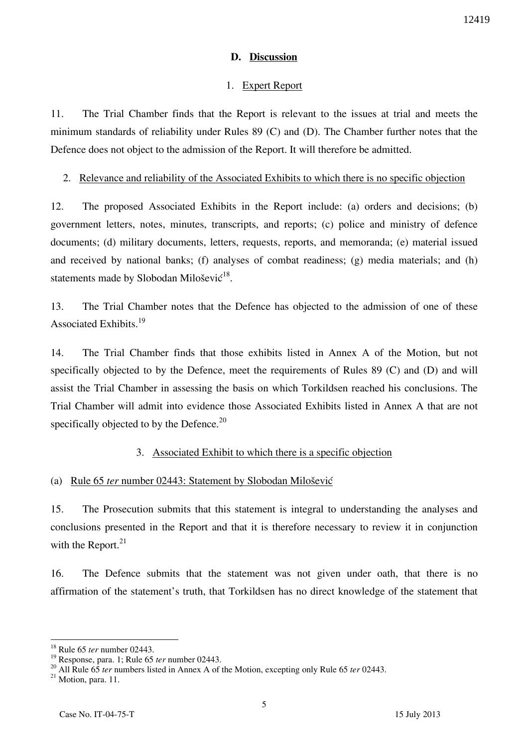## D. Discussion

### 1. Expert Report

11. The Trial Chamber finds that the Report is relevant to the issues at trial and meets the minimum standards of reliability under Rules 89 (C) and (D). The Chamber further notes that the Defence does not object to the admission of the Report. It will therefore be admitted.

### 2. Relevance and reliability of the Associated Exhibits to which there is no specific objection

12. The proposed Associated Exhibits in the Report include: (a) orders and decisions; (b) government letters, notes, minutes, transcripts, and reports; (c) police and ministry of defence documents; (d) military documents, letters, requests, reports, and memoranda; (e) material issued and received by national banks; (f) analyses of combat readiness; (g) media materials; and (h) statements made by Slobodan Milošević[18].

13. The Trial Chamber notes that the Defence has objected to the admission of one of these Associated Exhibits.[19]

14. The Trial Chamber finds that those exhibits listed in Annex A of the Motion, but not specifically objected to by the Defence, meet the requirements of Rules 89 (C) and (D) and will assist the Trial Chamber in assessing the basis on which Torkildsen reached his conclusions. The Trial Chamber will admit into evidence those Associated Exhibits listed in Annex A that are not specifically objected to by the Defence.[20]

### 3. Associated Exhibit to which there is a specific objection

#### (a) Rule 65 *ter* number 02443: Statement by Slobodan Milošević

15. The Prosecution submits that this statement is integral to understanding the analyses and conclusions presented in the Report and that it is therefore necessary to review it in conjunction with the Report.[21]

16. The Defence submits that the statement was not given under oath, that there is no affirmation of the statement's truth, that Torkildsen has no direct knowledge of the statement that

---

[18] Rule 65 *ter* number 02443.

[19] Response, para. 1; Rule 65 *ter* number 02443.

[20] All Rule 65 *ter* numbers listed in Annex A of the Motion, excepting only Rule 65 *ter* 02443.

[21] Motion, para. 11.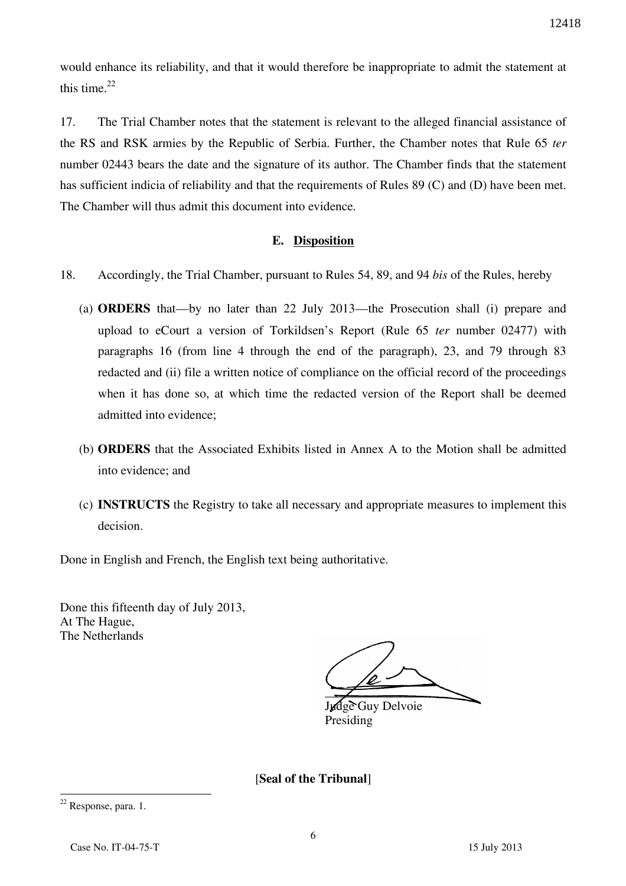would enhance its reliability, and that it would therefore be inappropriate to admit the statement at this time.[22]

17. The Trial Chamber notes that the statement is relevant to the alleged financial assistance of the RS and RSK armies by the Republic of Serbia. Further, the Chamber notes that Rule 65 *ter* number 02443 bears the date and the signature of its author. The Chamber finds that the statement has sufficient indicia of reliability and that the requirements of Rules 89 (C) and (D) have been met. The Chamber will thus admit this document into evidence.

### E. Disposition

18. Accordingly, the Trial Chamber, pursuant to Rules 54, 89, and 94 *bis* of the Rules, hereby

(a) **ORDERS** that—by no later than 22 July 2013—the Prosecution shall (i) prepare and upload to eCourt a version of Torkildsen's Report (Rule 65 *ter* number 02477) with paragraphs 16 (from line 4 through the end of the paragraph), 23, and 79 through 83 redacted and (ii) file a written notice of compliance on the official record of the proceedings when it has done so, at which time the redacted version of the Report shall be deemed admitted into evidence;

(b) **ORDERS** that the Associated Exhibits listed in Annex A to the Motion shall be admitted into evidence; and

(c) **INSTRUCTS** the Registry to take all necessary and appropriate measures to implement this decision.

Done in English and French, the English text being authoritative.

Done this fifteenth day of July 2013,
At The Hague,
The Netherlands

Judge Guy Delvoie
Presiding

[**Seal of the Tribunal**]

[22] Response, para. 1.

Case No. IT-04-75-T 15 July 2013